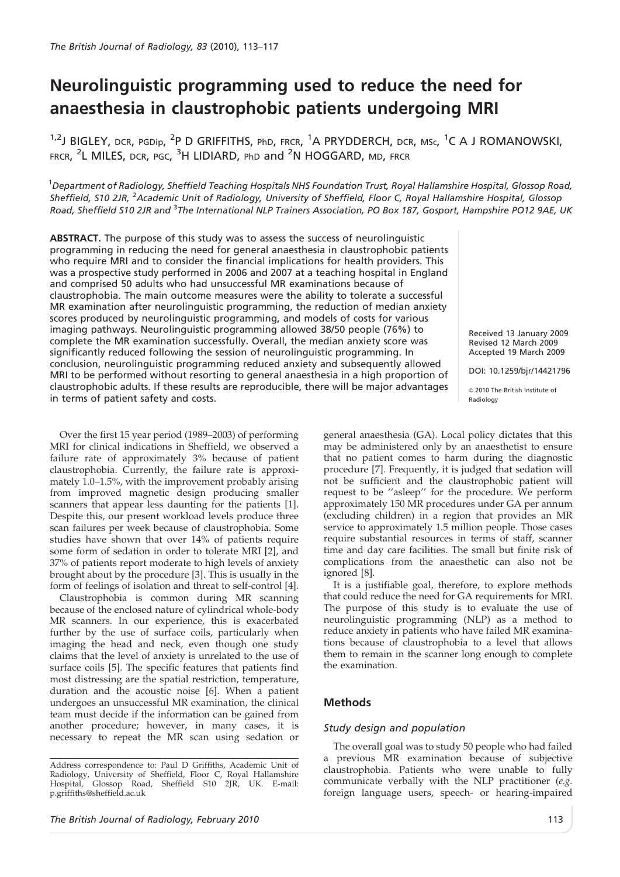# Neurolinguistic programming used to reduce the need for anaesthesia in claustrophobic patients undergoing MRI

[1,2]J BIGLEY, DCR, PGDip, [2]P D GRIFFITHS, PhD, FRCR, [1]A PRYDDERCH, DCR, MSc, [1]C A J ROMANOWSKI, FRCR, [2]L MILES, DCR, PGC, [3]H LIDIARD, PhD and [2]N HOGGARD, MD, FRCR

[1]Department of Radiology, Sheffield Teaching Hospitals NHS Foundation Trust, Royal Hallamshire Hospital, Glossop Road, Sheffield, S10 2JR, [2]Academic Unit of Radiology, University of Sheffield, Floor C, Royal Hallamshire Hospital, Glossop Road, Sheffield S10 2JR and [3]The International NLP Trainers Association, PO Box 187, Gosport, Hampshire PO12 9AE, UK

**ABSTRACT.** The purpose of this study was to assess the success of neurolinguistic programming in reducing the need for general anaesthesia in claustrophobic patients who require MRI and to consider the financial implications for health providers. This was a prospective study performed in 2006 and 2007 at a teaching hospital in England and comprised 50 adults who had unsuccessful MR examinations because of claustrophobia. The main outcome measures were the ability to tolerate a successful MR examination after neurolinguistic programming, the reduction of median anxiety scores produced by neurolinguistic programming, and models of costs for various imaging pathways. Neurolinguistic programming allowed 38/50 people (76%) to complete the MR examination successfully. Overall, the median anxiety score was significantly reduced following the session of neurolinguistic programming. In conclusion, neurolinguistic programming reduced anxiety and subsequently allowed MRI to be performed without resorting to general anaesthesia in a high proportion of claustrophobic adults. If these results are reproducible, there will be major advantages in terms of patient safety and costs.

Received 13 January 2009
Revised 12 March 2009
Accepted 19 March 2009

DOI: 10.1259/bjr/14421796

© 2010 The British Institute of Radiology

Over the first 15 year period (1989–2003) of performing MRI for clinical indications in Sheffield, we observed a failure rate of approximately 3% because of patient claustrophobia. Currently, the failure rate is approximately 1.0–1.5%, with the improvement probably arising from improved magnetic design producing smaller scanners that appear less daunting for the patients [1]. Despite this, our present workload levels produce three scan failures per week because of claustrophobia. Some studies have shown that over 14% of patients require some form of sedation in order to tolerate MRI [2], and 37% of patients report moderate to high levels of anxiety brought about by the procedure [3]. This is usually in the form of feelings of isolation and threat to self-control [4].

Claustrophobia is common during MR scanning because of the enclosed nature of cylindrical whole-body MR scanners. In our experience, this is exacerbated further by the use of surface coils, particularly when imaging the head and neck, even though one study claims that the level of anxiety is unrelated to the use of surface coils [5]. The specific features that patients find most distressing are the spatial restriction, temperature, duration and the acoustic noise [6]. When a patient undergoes an unsuccessful MR examination, the clinical team must decide if the information can be gained from another procedure; however, in many cases, it is necessary to repeat the MR scan using sedation or general anaesthesia (GA). Local policy dictates that this may be administered only by an anaesthetist to ensure that no patient comes to harm during the diagnostic procedure [7]. Frequently, it is judged that sedation will not be sufficient and the claustrophobic patient will request to be ''asleep'' for the procedure. We perform approximately 150 MR procedures under GA per annum (excluding children) in a region that provides an MR service to approximately 1.5 million people. Those cases require substantial resources in terms of staff, scanner time and day care facilities. The small but finite risk of complications from the anaesthetic can also not be ignored [8].

It is a justifiable goal, therefore, to explore methods that could reduce the need for GA requirements for MRI. The purpose of this study is to evaluate the use of neurolinguistic programming (NLP) as a method to reduce anxiety in patients who have failed MR examinations because of claustrophobia to a level that allows them to remain in the scanner long enough to complete the examination.

## Methods

### Study design and population

The overall goal was to study 50 people who had failed a previous MR examination because of subjective claustrophobia. Patients who were unable to fully communicate verbally with the NLP practitioner (*e.g.* foreign language users, speech- or hearing-impaired

Address correspondence to: Paul D Griffiths, Academic Unit of Radiology, University of Sheffield, Floor C, Royal Hallamshire Hospital, Glossop Road, Sheffield S10 2JR, UK. E-mail: p.griffiths@sheffield.ac.uk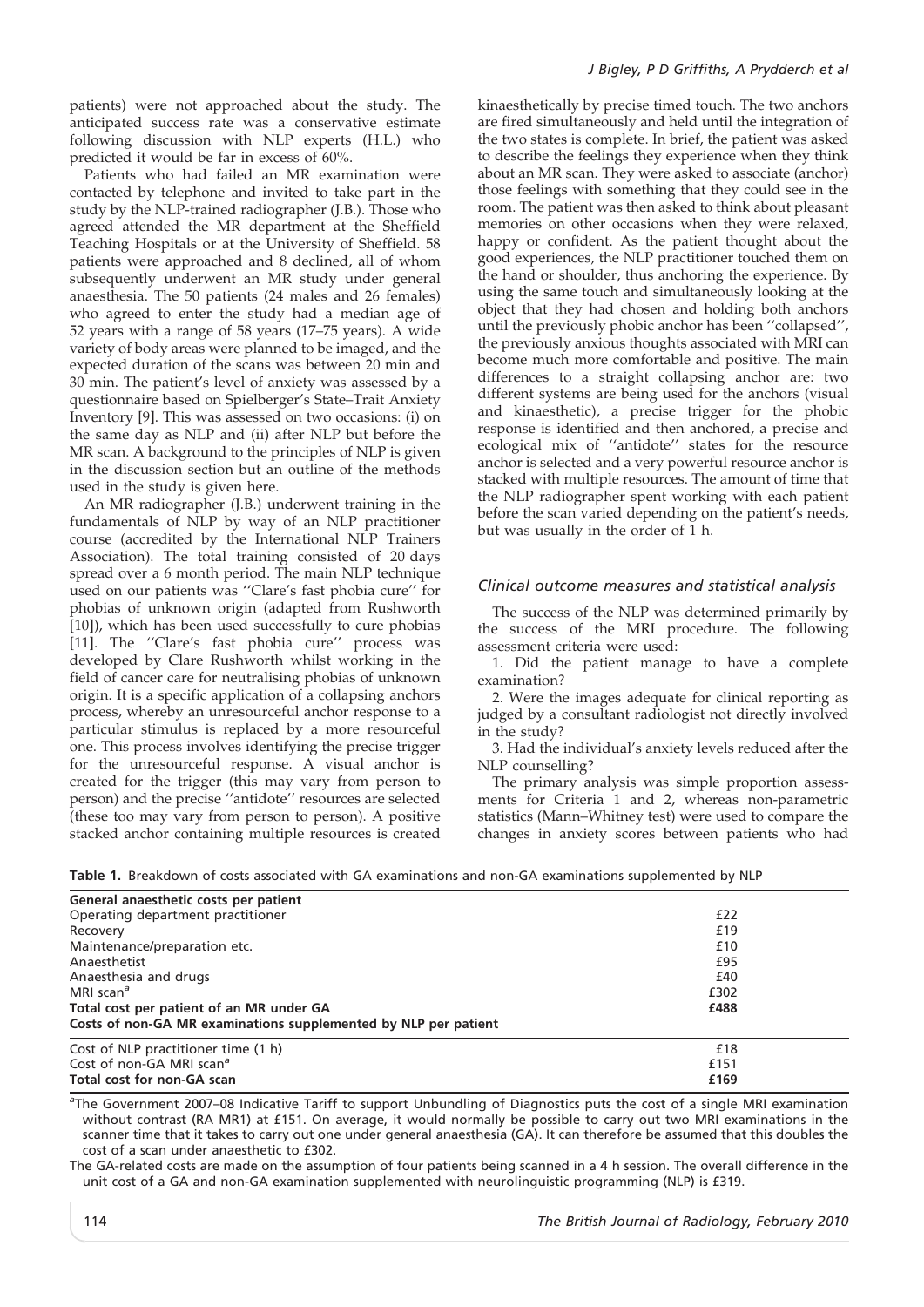patients) were not approached about the study. The anticipated success rate was a conservative estimate following discussion with NLP experts (H.L.) who predicted it would be far in excess of 60%.

Patients who had failed an MR examination were contacted by telephone and invited to take part in the study by the NLP-trained radiographer (J.B.). Those who agreed attended the MR department at the Sheffield Teaching Hospitals or at the University of Sheffield. 58 patients were approached and 8 declined, all of whom subsequently underwent an MR study under general anaesthesia. The 50 patients (24 males and 26 females) who agreed to enter the study had a median age of 52 years with a range of 58 years (17–75 years). A wide variety of body areas were planned to be imaged, and the expected duration of the scans was between 20 min and 30 min. The patient's level of anxiety was assessed by a questionnaire based on Spielberger's State–Trait Anxiety Inventory [9]. This was assessed on two occasions: (i) on the same day as NLP and (ii) after NLP but before the MR scan. A background to the principles of NLP is given in the discussion section but an outline of the methods used in the study is given here.

An MR radiographer (J.B.) underwent training in the fundamentals of NLP by way of an NLP practitioner course (accredited by the International NLP Trainers Association). The total training consisted of 20 days spread over a 6 month period. The main NLP technique used on our patients was ''Clare's fast phobia cure'' for phobias of unknown origin (adapted from Rushworth [10]), which has been used successfully to cure phobias [11]. The ''Clare's fast phobia cure'' process was developed by Clare Rushworth whilst working in the field of cancer care for neutralising phobias of unknown origin. It is a specific application of a collapsing anchors process, whereby an unresourceful anchor response to a particular stimulus is replaced by a more resourceful one. This process involves identifying the precise trigger for the unresourceful response. A visual anchor is created for the trigger (this may vary from person to person) and the precise ''antidote'' resources are selected (these too may vary from person to person). A positive stacked anchor containing multiple resources is created kinaesthetically by precise timed touch. The two anchors are fired simultaneously and held until the integration of the two states is complete. In brief, the patient was asked to describe the feelings they experience when they think about an MR scan. They were asked to associate (anchor) those feelings with something that they could see in the room. The patient was then asked to think about pleasant memories on other occasions when they were relaxed, happy or confident. As the patient thought about the good experiences, the NLP practitioner touched them on the hand or shoulder, thus anchoring the experience. By using the same touch and simultaneously looking at the object that they had chosen and holding both anchors until the previously phobic anchor has been ''collapsed'', the previously anxious thoughts associated with MRI can become much more comfortable and positive. The main differences to a straight collapsing anchor are: two different systems are being used for the anchors (visual and kinaesthetic), a precise trigger for the phobic response is identified and then anchored, a precise and ecological mix of ''antidote'' states for the resource anchor is selected and a very powerful resource anchor is stacked with multiple resources. The amount of time that the NLP radiographer spent working with each patient before the scan varied depending on the patient's needs, but was usually in the order of 1 h.

### *Clinical outcome measures and statistical analysis*

The success of the NLP was determined primarily by the success of the MRI procedure. The following assessment criteria were used:

1. Did the patient manage to have a complete examination?
2. Were the images adequate for clinical reporting as judged by a consultant radiologist not directly involved in the study?
3. Had the individual's anxiety levels reduced after the NLP counselling?

The primary analysis was simple proportion assessments for Criteria 1 and 2, whereas non-parametric statistics (Mann–Whitney test) were used to compare the changes in anxiety scores between patients who had

**Table 1.** Breakdown of costs associated with GA examinations and non-GA examinations supplemented by NLP

| | |
|---|---|
| **General anaesthetic costs per patient** | |
| Operating department practitioner | £22 |
| Recovery | £19 |
| Maintenance/preparation etc. | £10 |
| Anaesthetist | £95 |
| Anaesthesia and drugs | £40 |
| MRI scan[a] | £302 |
| **Total cost per patient of an MR under GA** | **£488** |
| **Costs of non-GA MR examinations supplemented by NLP per patient** | |
| Cost of NLP practitioner time (1 h) | £18 |
| Cost of non-GA MRI scan[a] | £151 |
| **Total cost for non-GA scan** | **£169** |

[a]The Government 2007–08 Indicative Tariff to support Unbundling of Diagnostics puts the cost of a single MRI examination without contrast (RA MR1) at £151. On average, it would normally be possible to carry out two MRI examinations in the scanner time that it takes to carry out one under general anaesthesia (GA). It can therefore be assumed that this doubles the cost of a scan under anaesthetic to £302.

The GA-related costs are made on the assumption of four patients being scanned in a 4 h session. The overall difference in the unit cost of a GA and non-GA examination supplemented with neurolinguistic programming (NLP) is £319.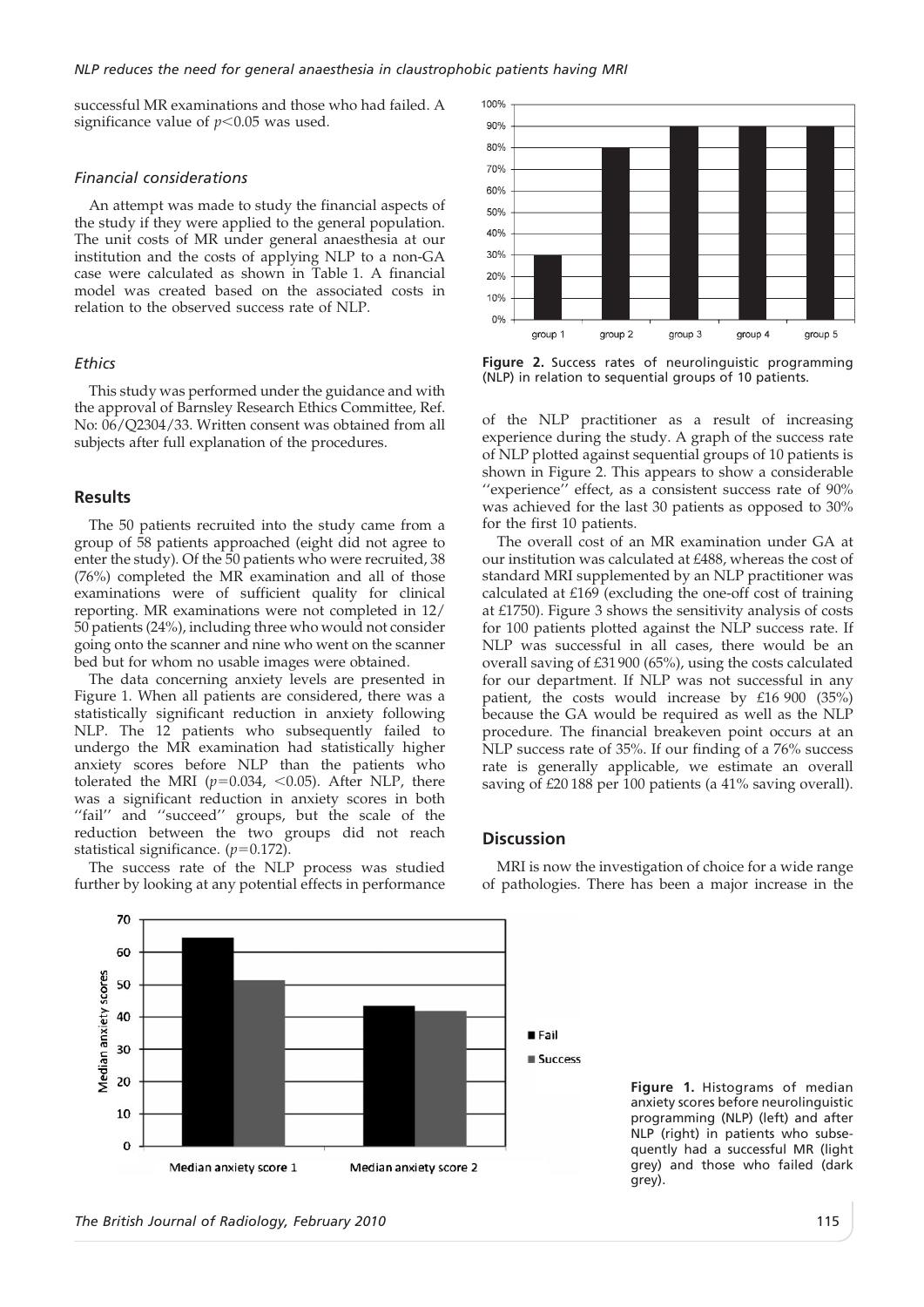successful MR examinations and those who had failed. A significance value of $p<0.05$ was used.

### *Financial considerations*

An attempt was made to study the financial aspects of the study if they were applied to the general population. The unit costs of MR under general anaesthesia at our institution and the costs of applying NLP to a non-GA case were calculated as shown in Table 1. A financial model was created based on the associated costs in relation to the observed success rate of NLP.

### *Ethics*

This study was performed under the guidance and with the approval of Barnsley Research Ethics Committee, Ref. No: 06/Q2304/33. Written consent was obtained from all subjects after full explanation of the procedures.

## Results

The 50 patients recruited into the study came from a group of 58 patients approached (eight did not agree to enter the study). Of the 50 patients who were recruited, 38 (76%) completed the MR examination and all of those examinations were of sufficient quality for clinical reporting. MR examinations were not completed in 12/50 patients (24%), including three who would not consider going onto the scanner and nine who went on the scanner bed but for whom no usable images were obtained.

The data concerning anxiety levels are presented in Figure 1. When all patients are considered, there was a statistically significant reduction in anxiety following NLP. The 12 patients who subsequently failed to undergo the MR examination had statistically higher anxiety scores before NLP than the patients who tolerated the MRI ($p=0.034$, $<0.05$). After NLP, there was a significant reduction in anxiety scores in both ''fail'' and ''succeed'' groups, but the scale of the reduction between the two groups did not reach statistical significance. ($p=0.172$).

The success rate of the NLP process was studied further by looking at any potential effects in performance of the NLP practitioner as a result of increasing experience during the study. A graph of the success rate of NLP plotted against sequential groups of 10 patients is shown in Figure 2. This appears to show a considerable ''experience'' effect, as a consistent success rate of 90% was achieved for the last 30 patients as opposed to 30% for the first 10 patients.

**Figure 2.** Success rates of neurolinguistic programming (NLP) in relation to sequential groups of 10 patients.

The overall cost of an MR examination under GA at our institution was calculated at £488, whereas the cost of standard MRI supplemented by an NLP practitioner was calculated at £169 (excluding the one-off cost of training at £1750). Figure 3 shows the sensitivity analysis of costs for 100 patients plotted against the NLP success rate. If NLP was successful in all cases, there would be an overall saving of £31 900 (65%), using the costs calculated for our department. If NLP was not successful in any patient, the costs would increase by £16 900 (35%) because the GA would be required as well as the NLP procedure. The financial breakeven point occurs at an NLP success rate of 35%. If our finding of a 76% success rate is generally applicable, we estimate an overall saving of £20 188 per 100 patients (a 41% saving overall).

## Discussion

MRI is now the investigation of choice for a wide range of pathologies. There has been a major increase in the

**Figure 1.** Histograms of median anxiety scores before neurolinguistic programming (NLP) (left) and after NLP (right) in patients who subsequently had a successful MR (light grey) and those who failed (dark grey).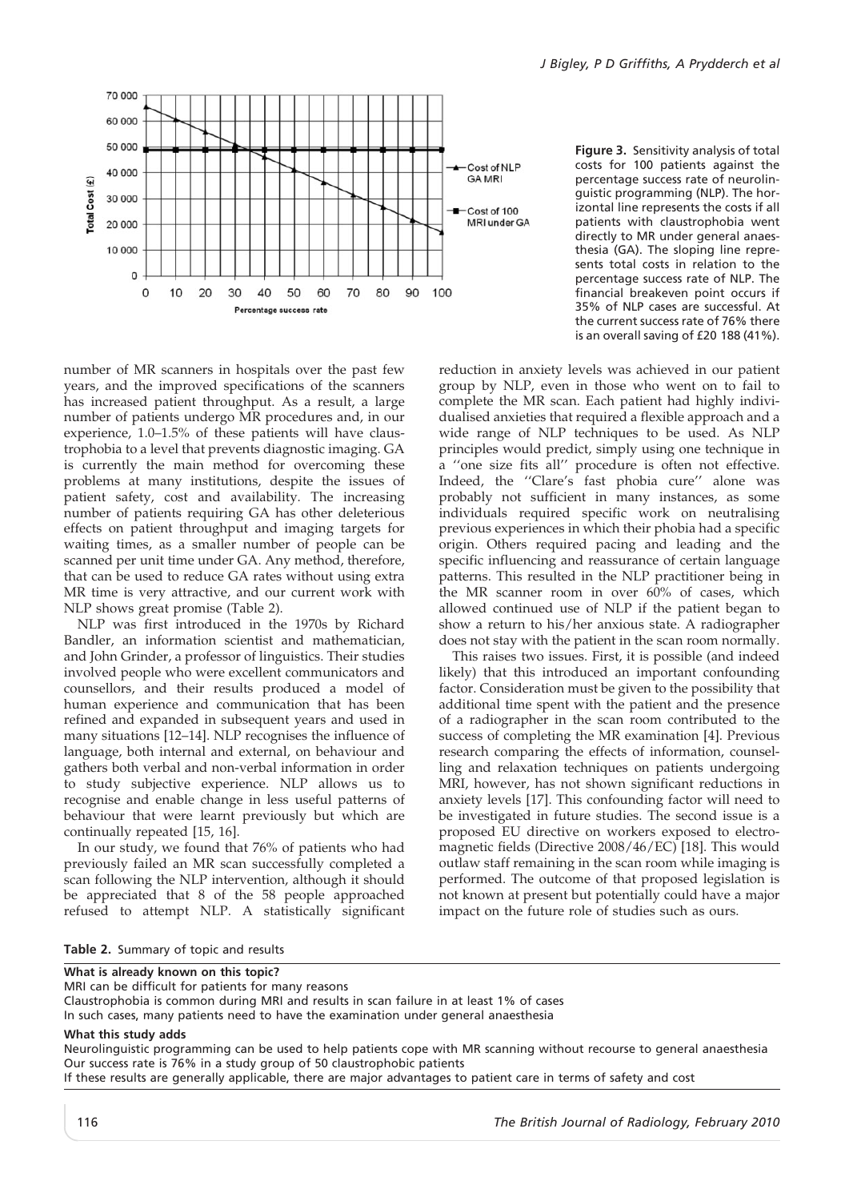**Figure 3.** Sensitivity analysis of total costs for 100 patients against the percentage success rate of neurolinguistic programming (NLP). The horizontal line represents the costs if all patients with claustrophobia went directly to MR under general anaesthesia (GA). The sloping line represents total costs in relation to the percentage success rate of NLP. The financial breakeven point occurs if 35% of NLP cases are successful. At the current success rate of 76% there is an overall saving of £20 188 (41%).

number of MR scanners in hospitals over the past few years, and the improved specifications of the scanners has increased patient throughput. As a result, a large number of patients undergo MR procedures and, in our experience, 1.0–1.5% of these patients will have claustrophobia to a level that prevents diagnostic imaging. GA is currently the main method for overcoming these problems at many institutions, despite the issues of patient safety, cost and availability. The increasing number of patients requiring GA has other deleterious effects on patient throughput and imaging targets for waiting times, as a smaller number of people can be scanned per unit time under GA. Any method, therefore, that can be used to reduce GA rates without using extra MR time is very attractive, and our current work with NLP shows great promise (Table 2).

NLP was first introduced in the 1970s by Richard Bandler, an information scientist and mathematician, and John Grinder, a professor of linguistics. Their studies involved people who were excellent communicators and counsellors, and their results produced a model of human experience and communication that has been refined and expanded in subsequent years and used in many situations [12–14]. NLP recognises the influence of language, both internal and external, on behaviour and gathers both verbal and non-verbal information in order to study subjective experience. NLP allows us to recognise and enable change in less useful patterns of behaviour that were learnt previously but which are continually repeated [15, 16].

In our study, we found that 76% of patients who had previously failed an MR scan successfully completed a scan following the NLP intervention, although it should be appreciated that 8 of the 58 people approached refused to attempt NLP. A statistically significant reduction in anxiety levels was achieved in our patient group by NLP, even in those who went on to fail to complete the MR scan. Each patient had highly individualised anxieties that required a flexible approach and a wide range of NLP techniques to be used. As NLP principles would predict, simply using one technique in a ''one size fits all'' procedure is often not effective. Indeed, the ''Clare's fast phobia cure'' alone was probably not sufficient in many instances, as some individuals required specific work on neutralising previous experiences in which their phobia had a specific origin. Others required pacing and leading and the specific influencing and reassurance of certain language patterns. This resulted in the NLP practitioner being in the MR scanner room in over 60% of cases, which allowed continued use of NLP if the patient began to show a return to his/her anxious state. A radiographer does not stay with the patient in the scan room normally.

This raises two issues. First, it is possible (and indeed likely) that this introduced an important confounding factor. Consideration must be given to the possibility that additional time spent with the patient and the presence of a radiographer in the scan room contributed to the success of completing the MR examination [4]. Previous research comparing the effects of information, counselling and relaxation techniques on patients undergoing MRI, however, has not shown significant reductions in anxiety levels [17]. This confounding factor will need to be investigated in future studies. The second issue is a proposed EU directive on workers exposed to electromagnetic fields (Directive 2008/46/EC) [18]. This would outlaw staff remaining in the scan room while imaging is performed. The outcome of that proposed legislation is not known at present but potentially could have a major impact on the future role of studies such as ours.

**Table 2.** Summary of topic and results

| **What is already known on this topic?** |
|---|
| MRI can be difficult for patients for many reasons |
| Claustrophobia is common during MRI and results in scan failure in at least 1% of cases |
| In such cases, many patients need to have the examination under general anaesthesia |
| **What this study adds** |
| Neurolinguistic programming can be used to help patients cope with MR scanning without recourse to general anaesthesia |
| Our success rate is 76% in a study group of 50 claustrophobic patients |
| If these results are generally applicable, there are major advantages to patient care in terms of safety and cost |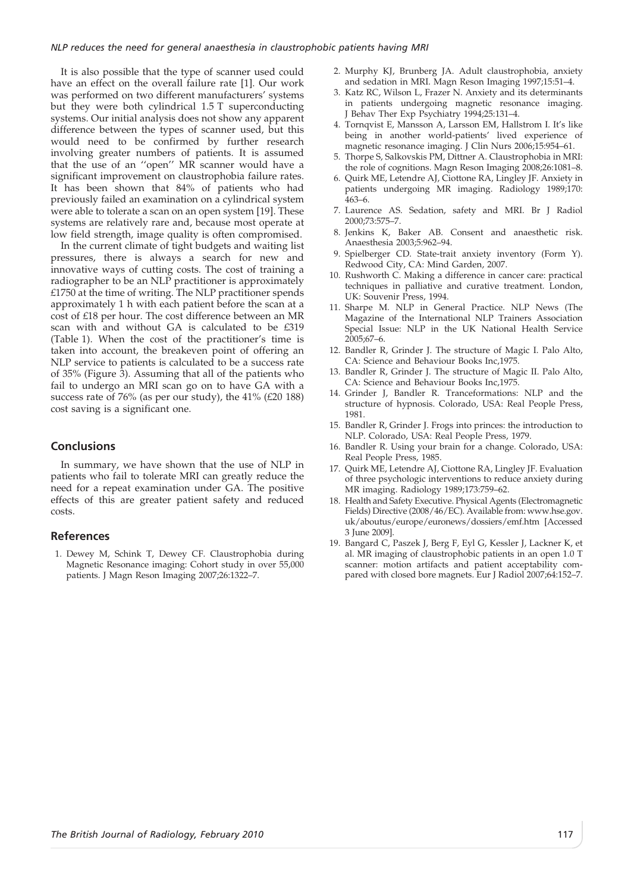It is also possible that the type of scanner used could have an effect on the overall failure rate [1]. Our work was performed on two different manufacturers' systems but they were both cylindrical 1.5 T superconducting systems. Our initial analysis does not show any apparent difference between the types of scanner used, but this would need to be confirmed by further research involving greater numbers of patients. It is assumed that the use of an ''open'' MR scanner would have a significant improvement on claustrophobia failure rates. It has been shown that 84% of patients who had previously failed an examination on a cylindrical system were able to tolerate a scan on an open system [19]. These systems are relatively rare and, because most operate at low field strength, image quality is often compromised.

In the current climate of tight budgets and waiting list pressures, there is always a search for new and innovative ways of cutting costs. The cost of training a radiographer to be an NLP practitioner is approximately £1750 at the time of writing. The NLP practitioner spends approximately 1 h with each patient before the scan at a cost of £18 per hour. The cost difference between an MR scan with and without GA is calculated to be £319 (Table 1). When the cost of the practitioner's time is taken into account, the breakeven point of offering an NLP service to patients is calculated to be a success rate of 35% (Figure 3). Assuming that all of the patients who fail to undergo an MRI scan go on to have GA with a success rate of 76% (as per our study), the 41% (£20 188) cost saving is a significant one.

## Conclusions

In summary, we have shown that the use of NLP in patients who fail to tolerate MRI can greatly reduce the need for a repeat examination under GA. The positive effects of this are greater patient safety and reduced costs.

## References

1. Dewey M, Schink T, Dewey CF. Claustrophobia during Magnetic Resonance imaging: Cohort study in over 55,000 patients. J Magn Reson Imaging 2007;26:1322–7.
2. Murphy KJ, Brunberg JA. Adult claustrophobia, anxiety and sedation in MRI. Magn Reson Imaging 1997;15:51–4.
3. Katz RC, Wilson L, Frazer N. Anxiety and its determinants in patients undergoing magnetic resonance imaging. J Behav Ther Exp Psychiatry 1994;25:131–4.
4. Tornqvist E, Mansson A, Larsson EM, Hallstrom I. It's like being in another world-patients' lived experience of magnetic resonance imaging. J Clin Nurs 2006;15:954–61.
5. Thorpe S, Salkovskis PM, Dittner A. Claustrophobia in MRI: the role of cognitions. Magn Reson Imaging 2008;26:1081–8.
6. Quirk ME, Letendre AJ, Ciottone RA, Lingley JF. Anxiety in patients undergoing MR imaging. Radiology 1989;170: 463–6.
7. Laurence AS. Sedation, safety and MRI. Br J Radiol 2000;73:575–7.
8. Jenkins K, Baker AB. Consent and anaesthetic risk. Anaesthesia 2003;5:962–94.
9. Spielberger CD. State-trait anxiety inventory (Form Y). Redwood City, CA: Mind Garden, 2007.
10. Rushworth C. Making a difference in cancer care: practical techniques in palliative and curative treatment. London, UK: Souvenir Press, 1994.
11. Sharpe M. NLP in General Practice. NLP News (The Magazine of the International NLP Trainers Association Special Issue: NLP in the UK National Health Service 2005;67–6.
12. Bandler R, Grinder J. The structure of Magic I. Palo Alto, CA: Science and Behaviour Books Inc,1975.
13. Bandler R, Grinder J. The structure of Magic II. Palo Alto, CA: Science and Behaviour Books Inc,1975.
14. Grinder J, Bandler R. Tranceformations: NLP and the structure of hypnosis. Colorado, USA: Real People Press, 1981.
15. Bandler R, Grinder J. Frogs into princes: the introduction to NLP. Colorado, USA: Real People Press, 1979.
16. Bandler R. Using your brain for a change. Colorado, USA: Real People Press, 1985.
17. Quirk ME, Letendre AJ, Ciottone RA, Lingley JF. Evaluation of three psychologic interventions to reduce anxiety during MR imaging. Radiology 1989;173:759–62.
18. Health and Safety Executive. Physical Agents (Electromagnetic Fields) Directive (2008/46/EC). Available from: www.hse.gov.uk/aboutus/europe/euronews/dossiers/emf.htm [Accessed 3 June 2009].
19. Bangard C, Paszek J, Berg F, Eyl G, Kessler J, Lackner K, et al. MR imaging of claustrophobic patients in an open 1.0 T scanner: motion artifacts and patient acceptability compared with closed bore magnets. Eur J Radiol 2007;64:152–7.